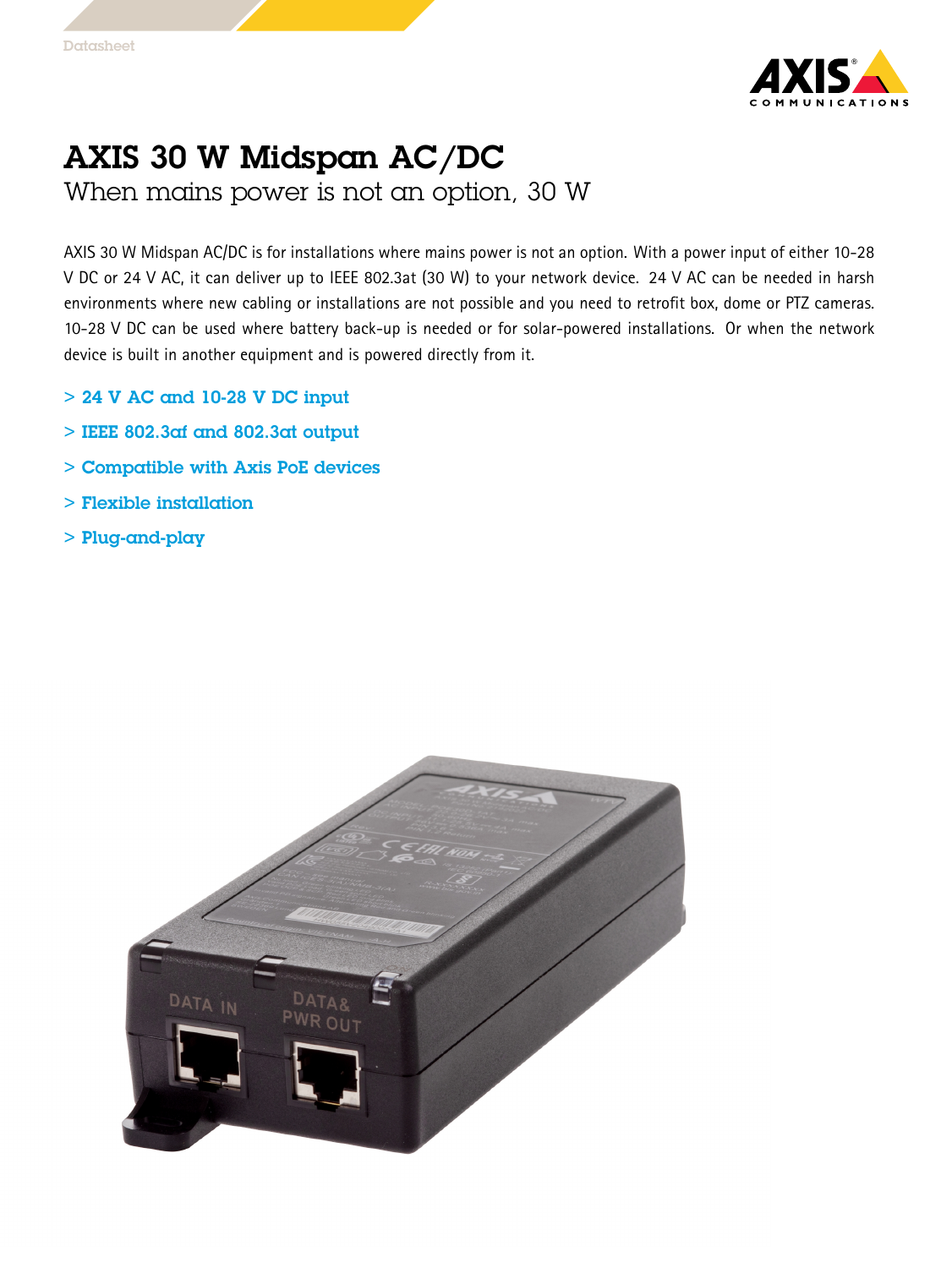# AXIS 30 W Midspan AC/DC

## When mains power is not an option, 30 W

AXIS 30 W Midspan AC/DC is for installations where mains power is not an option. With a power input of either 10-28 V DC or 24 V AC, it can deliver up to IEEE 802.3at (30 W) to your network device. 24 V AC can be needed in harsh environments where new cabling or installations are not possible and you need to retrofit box, dome or PTZ cameras. 10-28 V DC can be used where battery back-up is needed or for solar-powered installations. Or when the network device is built in another equipment and is powered directly from it.

> 24 V AC and 10-28 V DC input

> IEEE 802.3af and 802.3at output

> Compatible with Axis PoE devices

> Flexible installation

> Plug-and-play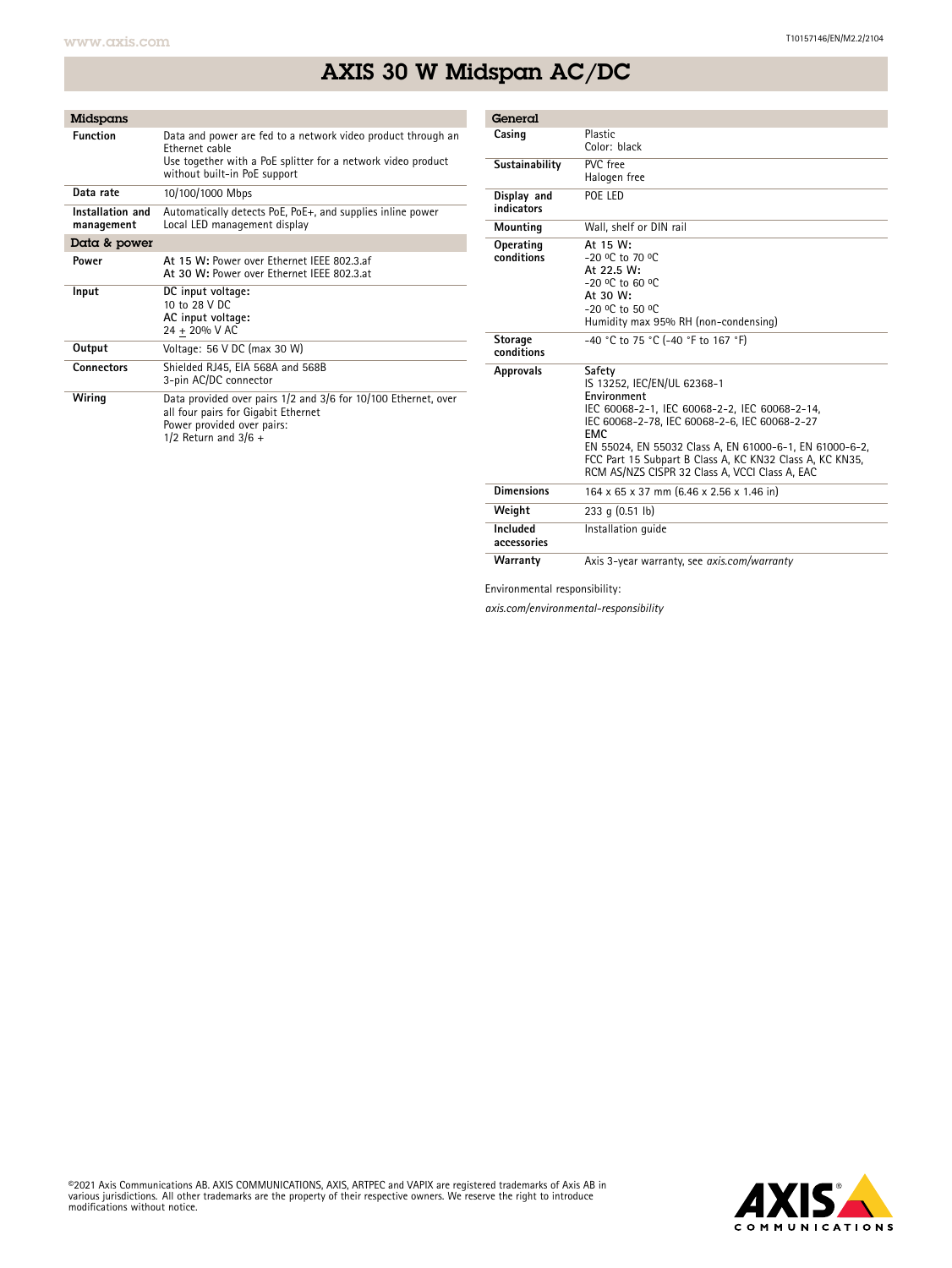# AXIS 30 W Midspan AC/DC

## Midspans

| | |
|---|---|
| **Function** | Data and power are fed to a network video product through an Ethernet cable<br>Use together with a PoE splitter for a network video product without built-in PoE support |
| **Data rate** | 10/100/1000 Mbps |
| **Installation and management** | Automatically detects PoE, PoE+, and supplies inline power<br>Local LED management display |

## Data & power

| | |
|---|---|
| **Power** | **At 15 W:** Power over Ethernet IEEE 802.3.af<br>**At 30 W:** Power over Ethernet IEEE 802.3.at |
| **Input** | **DC input voltage:**<br>10 to 28 V DC<br>**AC input voltage:**<br>24 ± 20% V AC |
| **Output** | Voltage: 56 V DC (max 30 W) |
| **Connectors** | Shielded RJ45, EIA 568A and 568B<br>3-pin AC/DC connector |
| **Wiring** | Data provided over pairs 1/2 and 3/6 for 10/100 Ethernet, over all four pairs for Gigabit Ethernet<br>Power provided over pairs:<br>1/2 Return and 3/6 + |

## General

| | |
|---|---|
| **Casing** | Plastic<br>Color: black |
| **Sustainability** | PVC free<br>Halogen free |
| **Display and indicators** | POE LED |
| **Mounting** | Wall, shelf or DIN rail |
| **Operating conditions** | **At 15 W:**<br>-20 ºC to 70 ºC<br>**At 22.5 W:**<br>-20 ºC to 60 ºC<br>**At 30 W:**<br>-20 ºC to 50 ºC<br>Humidity max 95% RH (non-condensing) |
| **Storage conditions** | -40 °C to 75 °C (-40 °F to 167 °F) |
| **Approvals** | **Safety**<br>IS 13252, IEC/EN/UL 62368-1<br>**Environment**<br>IEC 60068-2-1, IEC 60068-2-2, IEC 60068-2-14, IEC 60068-2-78, IEC 60068-2-6, IEC 60068-2-27<br>**EMC**<br>EN 55024, EN 55032 Class A, EN 61000-6-1, EN 61000-6-2, FCC Part 15 Subpart B Class A, KC KN32 Class A, KC KN35, RCM AS/NZS CISPR 32 Class A, VCCI Class A, EAC |
| **Dimensions** | 164 x 65 x 37 mm (6.46 x 2.56 x 1.46 in) |
| **Weight** | 233 g (0.51 lb) |
| **Included accessories** | Installation guide |
| **Warranty** | Axis 3-year warranty, see *axis.com/warranty* |

Environmental responsibility:

*axis.com/environmental-responsibility*

©2021 Axis Communications AB. AXIS COMMUNICATIONS, AXIS, ARTPEC and VAPIX are registered trademarks of Axis AB in various jurisdictions. All other trademarks are the property of their respective owners. We reserve the right to introduce modifications without notice.